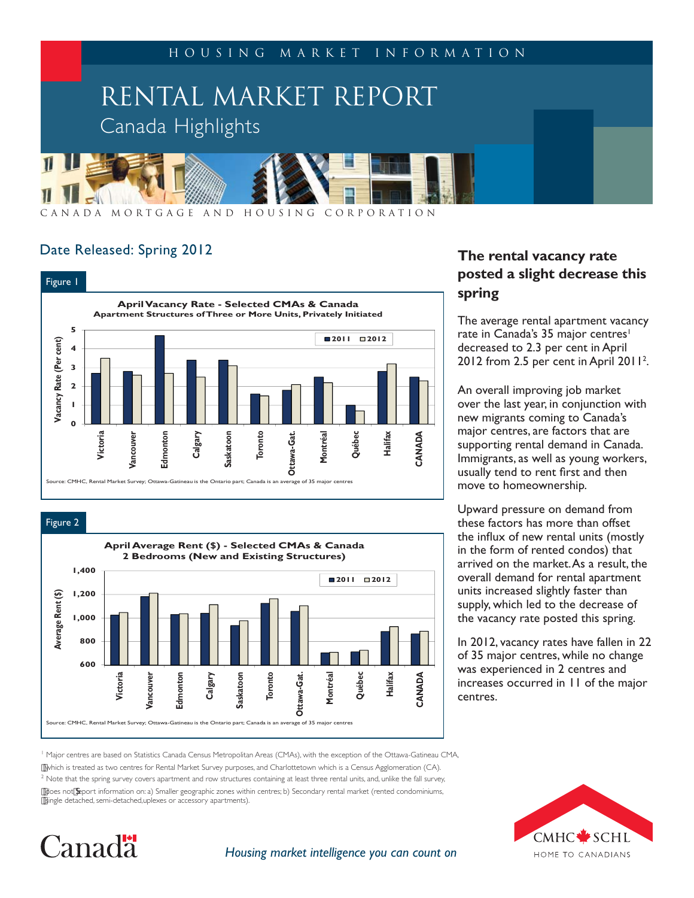HOUSING MARKET INFORMATION

# RENTAL MARKET REPORT

## Canada Highlights

CANADA MORTGAGE AND HOUSING CORPORATION

Date Released: Spring 2012

Figure 1

**April Vacancy Rate - Selected CMAs & Canada**
**Apartment Structures of Three or More Units, Privately Initiated**

Source: CMHC, Rental Market Survey; Ottawa-Gatineau is the Ontario part; Canada is an average of 35 major centres

Figure 2

**April Average Rent ($) - Selected CMAs & Canada**
**2 Bedrooms (New and Existing Structures)**

Source: CMHC, Rental Market Survey; Ottawa-Gatineau is the Ontario part; Canada is an average of 35 major centres

### The rental vacancy rate posted a slight decrease this spring

The average rental apartment vacancy rate in Canada's 35 major centres[1] decreased to 2.3 per cent in April 2012 from 2.5 per cent in April 2011[2].

An overall improving job market over the last year, in conjunction with new migrants coming to Canada's major centres, are factors that are supporting rental demand in Canada. Immigrants, as well as young workers, usually tend to rent first and then move to homeownership.

Upward pressure on demand from these factors has more than offset the influx of new rental units (mostly in the form of rented condos) that arrived on the market. As a result, the overall demand for rental apartment units increased slightly faster than supply, which led to the decrease of the vacancy rate posted this spring.

In 2012, vacancy rates have fallen in 22 of 35 major centres, while no change was experienced in 2 centres and increases occurred in 11 of the major centres.

[1] Major centres are based on Statistics Canada Census Metropolitan Areas (CMAs), with the exception of the Ottawa-Gatineau CMA, which is treated as two centres for Rental Market Survey purposes, and Charlottetown which is a Census Agglomeration (CA).

[2] Note that the spring survey covers apartment and row structures containing at least three rental units, and, unlike the fall survey, does not report information on: a) Smaller geographic zones within centres; b) Secondary rental market (rented condominiums, single detached, semi-detached, uplexes or accessory apartments).

*Housing market intelligence you can count on*

CMHC SCHL HOME TO CANADIANS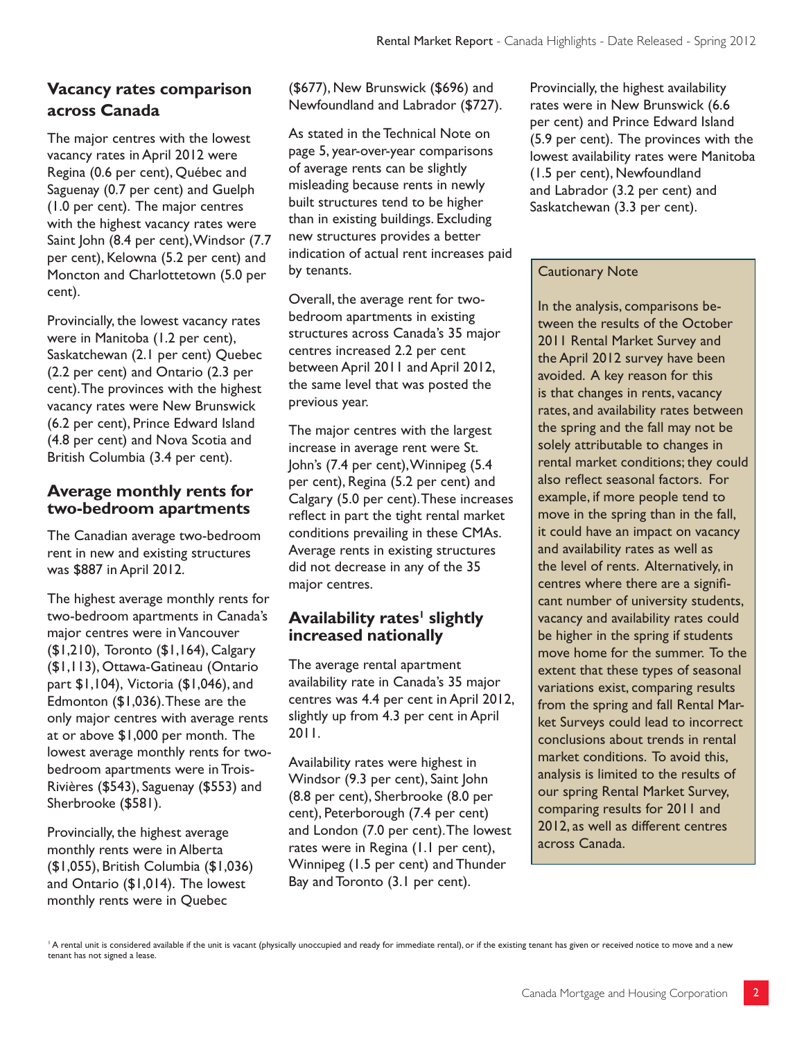## Vacancy rates comparison across Canada

The major centres with the lowest vacancy rates in April 2012 were Regina (0.6 per cent), Québec and Saguenay (0.7 per cent) and Guelph (1.0 per cent). The major centres with the highest vacancy rates were Saint John (8.4 per cent), Windsor (7.7 per cent), Kelowna (5.2 per cent) and Moncton and Charlottetown (5.0 per cent).

Provincially, the lowest vacancy rates were in Manitoba (1.2 per cent), Saskatchewan (2.1 per cent) Quebec (2.2 per cent) and Ontario (2.3 per cent). The provinces with the highest vacancy rates were New Brunswick (6.2 per cent), Prince Edward Island (4.8 per cent) and Nova Scotia and British Columbia (3.4 per cent).

## Average monthly rents for two-bedroom apartments

The Canadian average two-bedroom rent in new and existing structures was $887 in April 2012.

The highest average monthly rents for two-bedroom apartments in Canada's major centres were in Vancouver ($1,210), Toronto ($1,164), Calgary ($1,113), Ottawa-Gatineau (Ontario part $1,104), Victoria ($1,046), and Edmonton ($1,036). These are the only major centres with average rents at or above $1,000 per month. The lowest average monthly rents for two-bedroom apartments were in Trois-Rivières ($543), Saguenay ($553) and Sherbrooke ($581).

Provincially, the highest average monthly rents were in Alberta ($1,055), British Columbia ($1,036) and Ontario ($1,014). The lowest monthly rents were in Quebec ($677), New Brunswick ($696) and Newfoundland and Labrador ($727).

As stated in the Technical Note on page 5, year-over-year comparisons of average rents can be slightly misleading because rents in newly built structures tend to be higher than in existing buildings. Excluding new structures provides a better indication of actual rent increases paid by tenants.

Overall, the average rent for two-bedroom apartments in existing structures across Canada's 35 major centres increased 2.2 per cent between April 2011 and April 2012, the same level that was posted the previous year.

The major centres with the largest increase in average rent were St. John's (7.4 per cent), Winnipeg (5.4 per cent), Regina (5.2 per cent) and Calgary (5.0 per cent). These increases reflect in part the tight rental market conditions prevailing in these CMAs. Average rents in existing structures did not decrease in any of the 35 major centres.

## Availability rates[1] slightly increased nationally

The average rental apartment availability rate in Canada's 35 major centres was 4.4 per cent in April 2012, slightly up from 4.3 per cent in April 2011.

Availability rates were highest in Windsor (9.3 per cent), Saint John (8.8 per cent), Sherbrooke (8.0 per cent), Peterborough (7.4 per cent) and London (7.0 per cent). The lowest rates were in Regina (1.1 per cent), Winnipeg (1.5 per cent) and Thunder Bay and Toronto (3.1 per cent).

Provincially, the highest availability rates were in New Brunswick (6.6 per cent) and Prince Edward Island (5.9 per cent). The provinces with the lowest availability rates were Manitoba (1.5 per cent), Newfoundland and Labrador (3.2 per cent) and Saskatchewan (3.3 per cent).

> **Cautionary Note**
>
> In the analysis, comparisons between the results of the October 2011 Rental Market Survey and the April 2012 survey have been avoided. A key reason for this is that changes in rents, vacancy rates, and availability rates between the spring and the fall may not be solely attributable to changes in rental market conditions; they could also reflect seasonal factors. For example, if more people tend to move in the spring than in the fall, it could have an impact on vacancy and availability rates as well as the level of rents. Alternatively, in centres where there are a significant number of university students, vacancy and availability rates could be higher in the spring if students move home for the summer. To the extent that these types of seasonal variations exist, comparing results from the spring and fall Rental Market Surveys could lead to incorrect conclusions about trends in rental market conditions. To avoid this, analysis is limited to the results of our spring Rental Market Survey, comparing results for 2011 and 2012, as well as different centres across Canada.

[1] A rental unit is considered available if the unit is vacant (physically unoccupied and ready for immediate rental), or if the existing tenant has given or received notice to move and a new tenant has not signed a lease.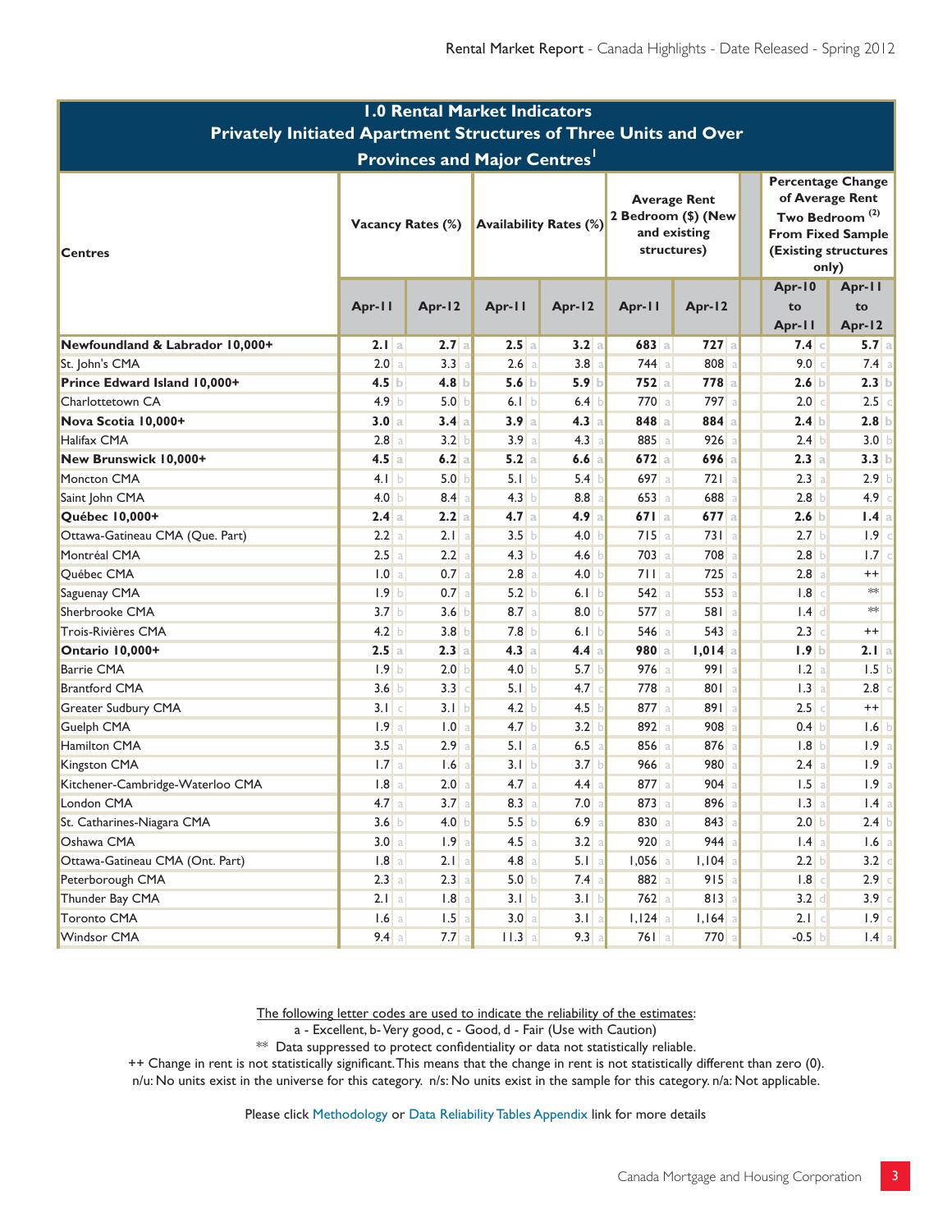## 1.0 Rental Market Indicators
### Privately Initiated Apartment Structures of Three Units and Over
### Provinces and Major Centres[1]

| Centres | Vacancy Rates (%) | | | | Availability Rates (%) | | | | Average Rent 2 Bedroom ($) (New and existing structures) | | | | Percentage Change of Average Rent Two Bedroom (2) From Fixed Sample (Existing structures only) | | | |
|---|---|---|---|---|---|---|---|---|---|---|---|---|---|---|---|---|
| | Apr-11 | | Apr-12 | | Apr-11 | | Apr-12 | | Apr-11 | | Apr-12 | | Apr-10 to Apr-11 | | Apr-11 to Apr-12 | |
| **Newfoundland & Labrador 10,000+** | **2.1** | a | **2.7** | a | **2.5** | a | **3.2** | a | **683** | a | **727** | a | **7.4** | c | **5.7** | a |
| St. John's CMA | 2.0 | a | 3.3 | a | 2.6 | a | 3.8 | a | 744 | a | 808 | a | 9.0 | c | 7.4 | a |
| **Prince Edward Island 10,000+** | **4.5** | b | **4.8** | b | **5.6** | b | **5.9** | b | **752** | a | **778** | a | **2.6** | b | **2.3** | b |
| Charlottetown CA | 4.9 | b | 5.0 | b | 6.1 | b | 6.4 | b | 770 | a | 797 | a | 2.0 | c | 2.5 | c |
| **Nova Scotia 10,000+** | **3.0** | a | **3.4** | a | **3.9** | a | **4.3** | a | **848** | a | **884** | a | **2.4** | b | **2.8** | b |
| Halifax CMA | 2.8 | a | 3.2 | b | 3.9 | a | 4.3 | a | 885 | a | 926 | a | 2.4 | b | 3.0 | b |
| **New Brunswick 10,000+** | **4.5** | a | **6.2** | a | **5.2** | a | **6.6** | a | **672** | a | **696** | a | **2.3** | a | **3.3** | b |
| Moncton CMA | 4.1 | b | 5.0 | b | 5.1 | b | 5.4 | b | 697 | a | 721 | a | 2.3 | a | 2.9 | b |
| Saint John CMA | 4.0 | b | 8.4 | a | 4.3 | b | 8.8 | a | 653 | a | 688 | a | 2.8 | b | 4.9 | c |
| **Québec 10,000+** | **2.4** | a | **2.2** | a | **4.7** | a | **4.9** | a | **671** | a | **677** | a | **2.6** | b | **1.4** | a |
| Ottawa-Gatineau CMA (Que. Part) | 2.2 | a | 2.1 | a | 3.5 | b | 4.0 | b | 715 | a | 731 | a | 2.7 | b | 1.9 | c |
| Montréal CMA | 2.5 | a | 2.2 | a | 4.3 | b | 4.6 | b | 703 | a | 708 | a | 2.8 | b | 1.7 | c |
| Québec CMA | 1.0 | a | 0.7 | a | 2.8 | a | 4.0 | b | 711 | a | 725 | a | 2.8 | a | ++ | |
| Saguenay CMA | 1.9 | b | 0.7 | a | 5.2 | b | 6.1 | b | 542 | a | 553 | a | 1.8 | c | ** | |
| Sherbrooke CMA | 3.7 | b | 3.6 | b | 8.7 | a | 8.0 | b | 577 | a | 581 | a | 1.4 | d | ** | |
| Trois-Rivières CMA | 4.2 | b | 3.8 | b | 7.8 | b | 6.1 | b | 546 | a | 543 | a | 2.3 | c | ++ | |
| **Ontario 10,000+** | **2.5** | a | **2.3** | a | **4.3** | a | **4.4** | a | **980** | a | **1,014** | a | **1.9** | b | **2.1** | a |
| Barrie CMA | 1.9 | b | 2.0 | b | 4.0 | b | 5.7 | b | 976 | a | 991 | a | 1.2 | a | 1.5 | b |
| Brantford CMA | 3.6 | b | 3.3 | c | 5.1 | b | 4.7 | c | 778 | a | 801 | a | 1.3 | a | 2.8 | c |
| Greater Sudbury CMA | 3.1 | c | 3.1 | b | 4.2 | b | 4.5 | b | 877 | a | 891 | a | 2.5 | c | ++ | |
| Guelph CMA | 1.9 | a | 1.0 | a | 4.7 | b | 3.2 | b | 892 | a | 908 | a | 0.4 | b | 1.6 | b |
| Hamilton CMA | 3.5 | a | 2.9 | a | 5.1 | a | 6.5 | a | 856 | a | 876 | a | 1.8 | b | 1.9 | a |
| Kingston CMA | 1.7 | a | 1.6 | a | 3.1 | b | 3.7 | b | 966 | a | 980 | a | 2.4 | a | 1.9 | a |
| Kitchener-Cambridge-Waterloo CMA | 1.8 | a | 2.0 | a | 4.7 | a | 4.4 | a | 877 | a | 904 | a | 1.5 | a | 1.9 | a |
| London CMA | 4.7 | a | 3.7 | a | 8.3 | a | 7.0 | a | 873 | a | 896 | a | 1.3 | a | 1.4 | a |
| St. Catharines-Niagara CMA | 3.6 | b | 4.0 | b | 5.5 | b | 6.9 | a | 830 | a | 843 | a | 2.0 | b | 2.4 | b |
| Oshawa CMA | 3.0 | a | 1.9 | a | 4.5 | a | 3.2 | a | 920 | a | 944 | a | 1.4 | a | 1.6 | a |
| Ottawa-Gatineau CMA (Ont. Part) | 1.8 | a | 2.1 | a | 4.8 | a | 5.1 | a | 1,056 | a | 1,104 | a | 2.2 | b | 3.2 | c |
| Peterborough CMA | 2.3 | a | 2.3 | a | 5.0 | b | 7.4 | a | 882 | a | 915 | a | 1.8 | c | 2.9 | c |
| Thunder Bay CMA | 2.1 | a | 1.8 | a | 3.1 | b | 3.1 | b | 762 | a | 813 | a | 3.2 | d | 3.9 | c |
| Toronto CMA | 1.6 | a | 1.5 | a | 3.0 | a | 3.1 | a | 1,124 | a | 1,164 | a | 2.1 | c | 1.9 | c |
| Windsor CMA | 9.4 | a | 7.7 | a | 11.3 | a | 9.3 | a | 761 | a | 770 | a | -0.5 | b | 1.4 | a |

The following letter codes are used to indicate the reliability of the estimates:
a - Excellent, b- Very good, c - Good, d - Fair (Use with Caution)
** Data suppressed to protect confidentiality or data not statistically reliable.
++ Change in rent is not statistically significant. This means that the change in rent is not statistically different than zero (0).
n/u: No units exist in the universe for this category. n/s: No units exist in the sample for this category. n/a: Not applicable.

Please click Methodology or Data Reliability Tables Appendix link for more details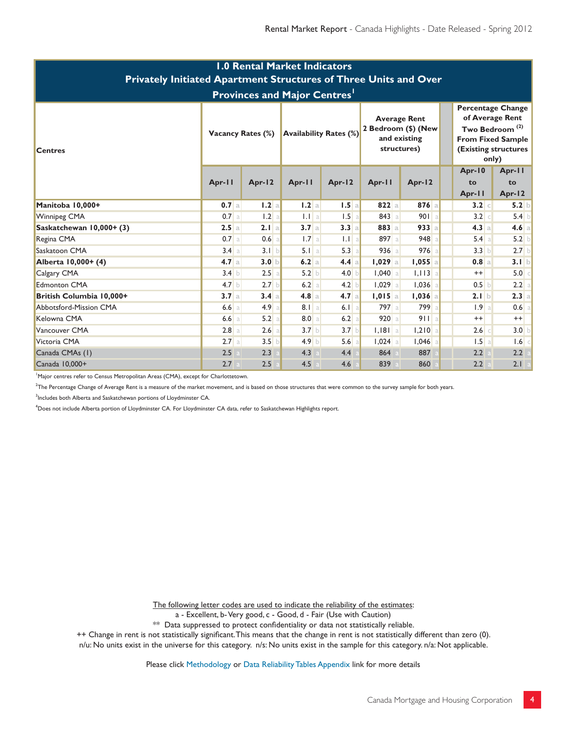## 1.0 Rental Market Indicators
## Privately Initiated Apartment Structures of Three Units and Over
## Provinces and Major Centres[1]

| Centres | Vacancy Rates (%) | | Availability Rates (%) | | Average Rent 2 Bedroom ($) (New and existing structures) | | Percentage Change of Average Rent Two Bedroom [(2)] From Fixed Sample (Existing structures only) | |
|---|---|---|---|---|---|---|---|---|
| | Apr-11 | Apr-12 | Apr-11 | Apr-12 | Apr-11 | Apr-12 | Apr-10 to Apr-11 | Apr-11 to Apr-12 |
| **Manitoba 10,000+** | **0.7** a | **1.2** a | **1.2** a | **1.5** a | **822** a | **876** a | **3.2** c | **5.2** b |
| Winnipeg CMA | 0.7 a | 1.2 a | 1.1 a | 1.5 a | 843 a | 901 a | 3.2 c | 5.4 b |
| **Saskatchewan 10,000+ (3)** | **2.5** a | **2.1** a | **3.7** a | **3.3** a | **883** a | **933** a | **4.3** a | **4.6** a |
| Regina CMA | 0.7 a | 0.6 a | 1.7 a | 1.1 a | 897 a | 948 a | 5.4 a | 5.2 b |
| Saskatoon CMA | 3.4 a | 3.1 b | 5.1 a | 5.3 a | 936 a | 976 a | 3.3 b | 2.7 b |
| **Alberta 10,000+ (4)** | **4.7** a | **3.0** b | **6.2** a | **4.4** a | **1,029** a | **1,055** a | **0.8** a | **3.1** b |
| Calgary CMA | 3.4 b | 2.5 a | 5.2 b | 4.0 b | 1,040 a | 1,113 a | ++ | 5.0 c |
| Edmonton CMA | 4.7 b | 2.7 b | 6.2 a | 4.2 b | 1,029 a | 1,036 a | 0.5 b | 2.2 a |
| **British Columbia 10,000+** | **3.7** a | **3.4** a | **4.8** a | **4.7** a | **1,015** a | **1,036** a | **2.1** b | **2.3** a |
| Abbotsford-Mission CMA | 6.6 a | 4.9 a | 8.1 a | 6.1 a | 797 a | 799 a | 1.9 a | 0.6 a |
| Kelowna CMA | 6.6 a | 5.2 a | 8.0 a | 6.2 a | 920 a | 911 a | ++ | ++ |
| Vancouver CMA | 2.8 a | 2.6 a | 3.7 b | 3.7 b | 1,181 a | 1,210 a | 2.6 c | 3.0 b |
| Victoria CMA | 2.7 a | 3.5 b | 4.9 b | 5.6 a | 1,024 a | 1,046 a | 1.5 a | 1.6 c |
| Canada CMAs (1) | 2.5 a | 2.3 a | 4.3 a | 4.4 a | 864 a | 887 a | 2.2 a | 2.2 a |
| Canada 10,000+ | 2.7 a | 2.5 a | 4.5 a | 4.6 a | 839 a | 860 a | 2.2 a | 2.1 a |

[1]Major centres refer to Census Metropolitan Areas (CMA), except for Charlottetown.

[2]The Percentage Change of Average Rent is a measure of the market movement, and is based on those structures that were common to the survey sample for both years.

[3]Includes both Alberta and Saskatchewan portions of Lloydminster CA.

[4]Does not include Alberta portion of Lloydminster CA. For Lloydminster CA data, refer to Saskatchewan Highlights report.

The following letter codes are used to indicate the reliability of the estimates:
a - Excellent, b- Very good, c - Good, d - Fair (Use with Caution)
** Data suppressed to protect confidentiality or data not statistically reliable.
++ Change in rent is not statistically significant. This means that the change in rent is not statistically different than zero (0).
n/u: No units exist in the universe for this category. n/s: No units exist in the sample for this category. n/a: Not applicable.

Please click Methodology or Data Reliability Tables Appendix link for more details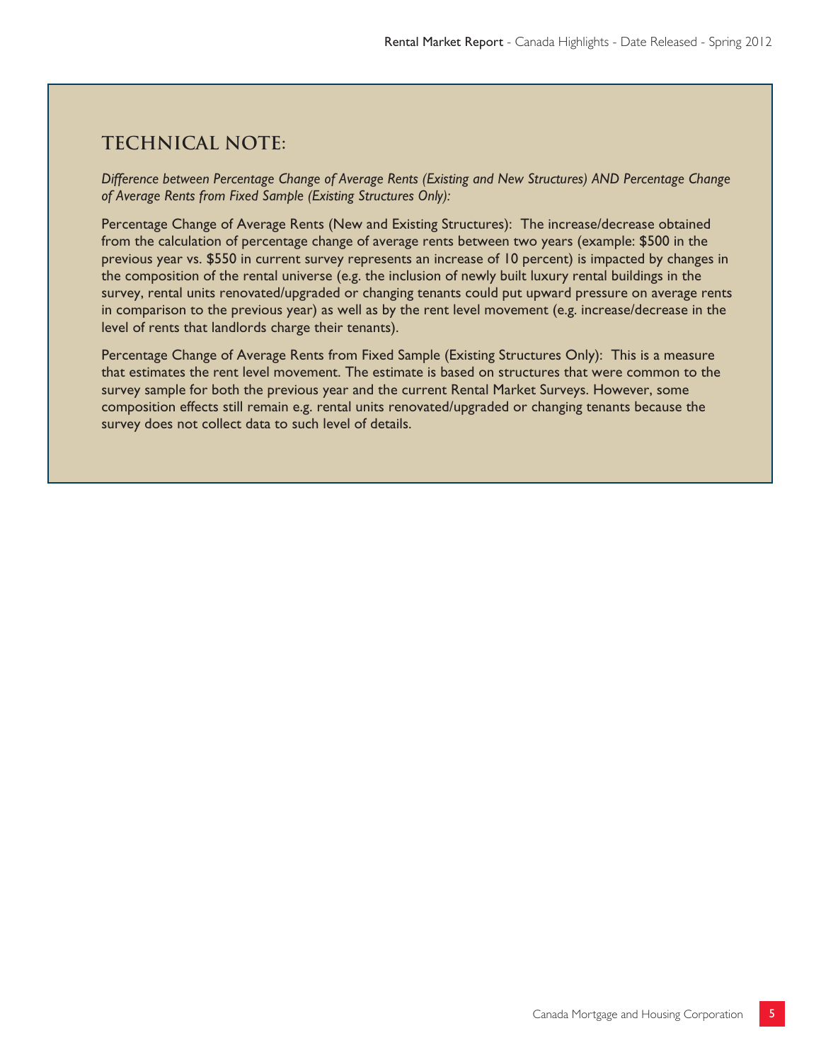## TECHNICAL NOTE:

*Difference between Percentage Change of Average Rents (Existing and New Structures) AND Percentage Change of Average Rents from Fixed Sample (Existing Structures Only):*

Percentage Change of Average Rents (New and Existing Structures): The increase/decrease obtained from the calculation of percentage change of average rents between two years (example: $500 in the previous year vs. $550 in current survey represents an increase of 10 percent) is impacted by changes in the composition of the rental universe (e.g. the inclusion of newly built luxury rental buildings in the survey, rental units renovated/upgraded or changing tenants could put upward pressure on average rents in comparison to the previous year) as well as by the rent level movement (e.g. increase/decrease in the level of rents that landlords charge their tenants).

Percentage Change of Average Rents from Fixed Sample (Existing Structures Only): This is a measure that estimates the rent level movement. The estimate is based on structures that were common to the survey sample for both the previous year and the current Rental Market Surveys. However, some composition effects still remain e.g. rental units renovated/upgraded or changing tenants because the survey does not collect data to such level of details.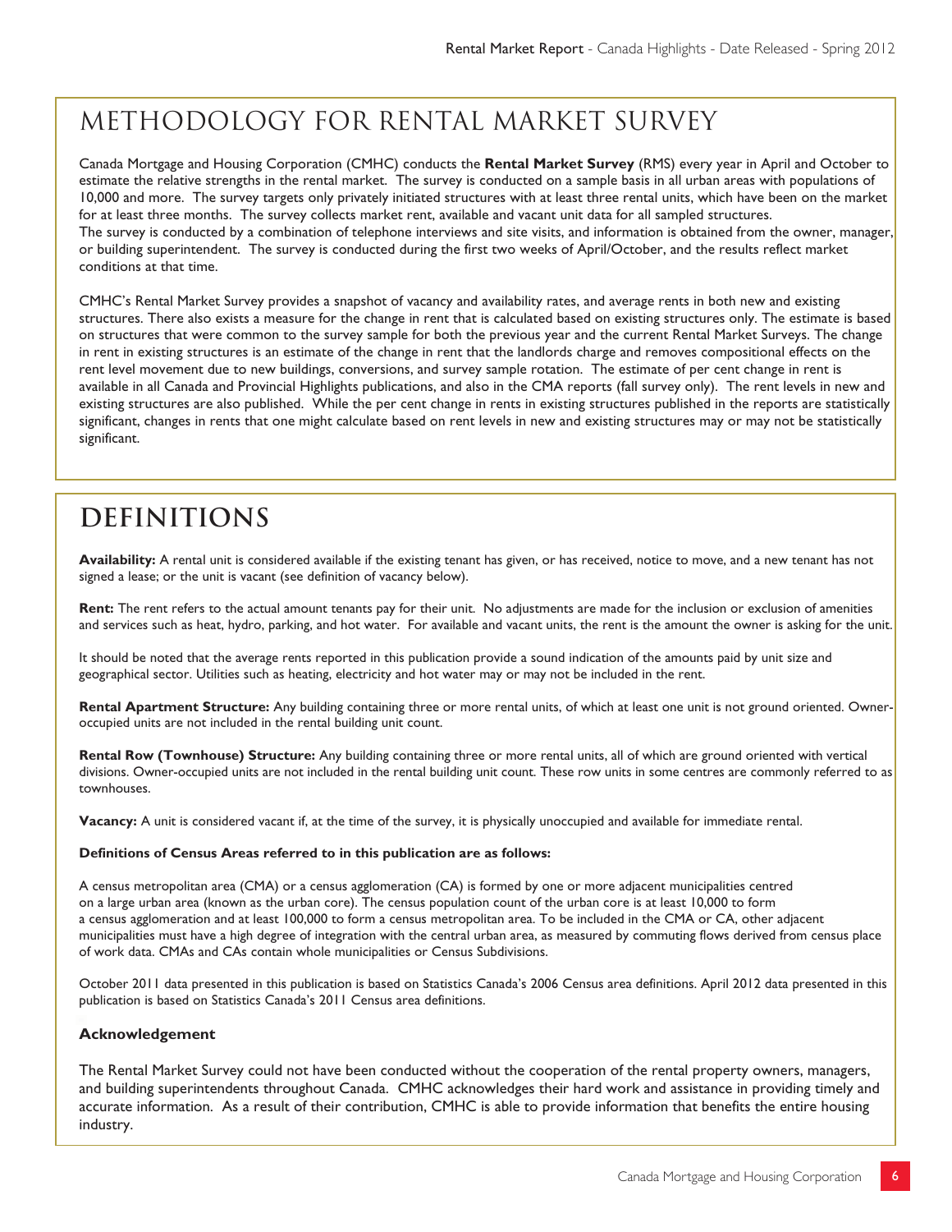# METHODOLOGY FOR RENTAL MARKET SURVEY

Canada Mortgage and Housing Corporation (CMHC) conducts the **Rental Market Survey** (RMS) every year in April and October to estimate the relative strengths in the rental market. The survey is conducted on a sample basis in all urban areas with populations of 10,000 and more. The survey targets only privately initiated structures with at least three rental units, which have been on the market for at least three months. The survey collects market rent, available and vacant unit data for all sampled structures.
The survey is conducted by a combination of telephone interviews and site visits, and information is obtained from the owner, manager, or building superintendent. The survey is conducted during the first two weeks of April/October, and the results reflect market conditions at that time.

CMHC's Rental Market Survey provides a snapshot of vacancy and availability rates, and average rents in both new and existing structures. There also exists a measure for the change in rent that is calculated based on existing structures only. The estimate is based on structures that were common to the survey sample for both the previous year and the current Rental Market Surveys. The change in rent in existing structures is an estimate of the change in rent that the landlords charge and removes compositional effects on the rent level movement due to new buildings, conversions, and survey sample rotation. The estimate of per cent change in rent is available in all Canada and Provincial Highlights publications, and also in the CMA reports (fall survey only). The rent levels in new and existing structures are also published. While the per cent change in rents in existing structures published in the reports are statistically significant, changes in rents that one might calculate based on rent levels in new and existing structures may or may not be statistically significant.

# DEFINITIONS

**Availability:** A rental unit is considered available if the existing tenant has given, or has received, notice to move, and a new tenant has not signed a lease; or the unit is vacant (see definition of vacancy below).

**Rent:** The rent refers to the actual amount tenants pay for their unit. No adjustments are made for the inclusion or exclusion of amenities and services such as heat, hydro, parking, and hot water. For available and vacant units, the rent is the amount the owner is asking for the unit.

It should be noted that the average rents reported in this publication provide a sound indication of the amounts paid by unit size and geographical sector. Utilities such as heating, electricity and hot water may or may not be included in the rent.

**Rental Apartment Structure:** Any building containing three or more rental units, of which at least one unit is not ground oriented. Owner-occupied units are not included in the rental building unit count.

**Rental Row (Townhouse) Structure:** Any building containing three or more rental units, all of which are ground oriented with vertical divisions. Owner-occupied units are not included in the rental building unit count. These row units in some centres are commonly referred to as townhouses.

**Vacancy:** A unit is considered vacant if, at the time of the survey, it is physically unoccupied and available for immediate rental.

**Definitions of Census Areas referred to in this publication are as follows:**

A census metropolitan area (CMA) or a census agglomeration (CA) is formed by one or more adjacent municipalities centred on a large urban area (known as the urban core). The census population count of the urban core is at least 10,000 to form a census agglomeration and at least 100,000 to form a census metropolitan area. To be included in the CMA or CA, other adjacent municipalities must have a high degree of integration with the central urban area, as measured by commuting flows derived from census place of work data. CMAs and CAs contain whole municipalities or Census Subdivisions.

October 2011 data presented in this publication is based on Statistics Canada's 2006 Census area definitions. April 2012 data presented in this publication is based on Statistics Canada's 2011 Census area definitions.

### Acknowledgement

The Rental Market Survey could not have been conducted without the cooperation of the rental property owners, managers, and building superintendents throughout Canada. CMHC acknowledges their hard work and assistance in providing timely and accurate information. As a result of their contribution, CMHC is able to provide information that benefits the entire housing industry.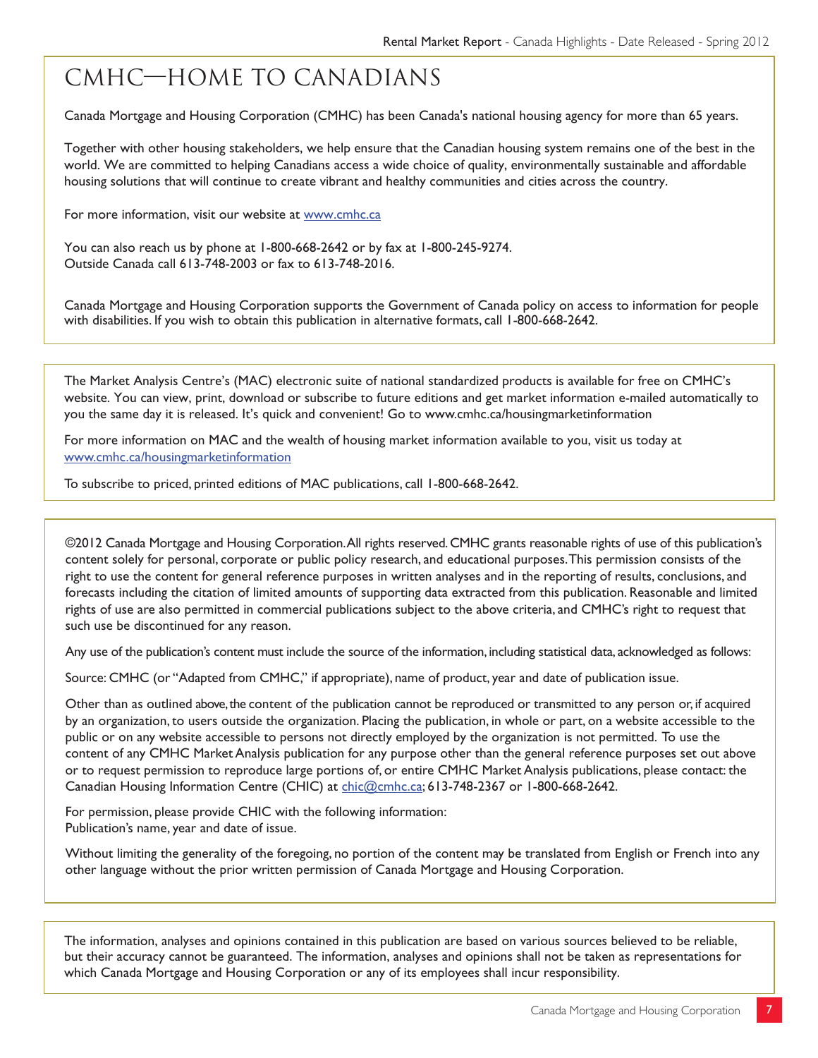# CMHC—HOME TO CANADIANS

Canada Mortgage and Housing Corporation (CMHC) has been Canada's national housing agency for more than 65 years.

Together with other housing stakeholders, we help ensure that the Canadian housing system remains one of the best in the world. We are committed to helping Canadians access a wide choice of quality, environmentally sustainable and affordable housing solutions that will continue to create vibrant and healthy communities and cities across the country.

For more information, visit our website at [www.cmhc.ca](www.cmhc.ca)

You can also reach us by phone at 1-800-668-2642 or by fax at 1-800-245-9274.
Outside Canada call 613-748-2003 or fax to 613-748-2016.

Canada Mortgage and Housing Corporation supports the Government of Canada policy on access to information for people with disabilities. If you wish to obtain this publication in alternative formats, call 1-800-668-2642.

---

The Market Analysis Centre's (MAC) electronic suite of national standardized products is available for free on CMHC's website. You can view, print, download or subscribe to future editions and get market information e-mailed automatically to you the same day it is released. It's quick and convenient! Go to www.cmhc.ca/housingmarketinformation

For more information on MAC and the wealth of housing market information available to you, visit us today at [www.cmhc.ca/housingmarketinformation](www.cmhc.ca/housingmarketinformation)

To subscribe to priced, printed editions of MAC publications, call 1-800-668-2642.

---

©2012 Canada Mortgage and Housing Corporation. All rights reserved. CMHC grants reasonable rights of use of this publication's content solely for personal, corporate or public policy research, and educational purposes. This permission consists of the right to use the content for general reference purposes in written analyses and in the reporting of results, conclusions, and forecasts including the citation of limited amounts of supporting data extracted from this publication. Reasonable and limited rights of use are also permitted in commercial publications subject to the above criteria, and CMHC's right to request that such use be discontinued for any reason.

Any use of the publication's content must include the source of the information, including statistical data, acknowledged as follows:

Source: CMHC (or "Adapted from CMHC," if appropriate), name of product, year and date of publication issue.

Other than as outlined above, the content of the publication cannot be reproduced or transmitted to any person or, if acquired by an organization, to users outside the organization. Placing the publication, in whole or part, on a website accessible to the public or on any website accessible to persons not directly employed by the organization is not permitted. To use the content of any CMHC Market Analysis publication for any purpose other than the general reference purposes set out above or to request permission to reproduce large portions of, or entire CMHC Market Analysis publications, please contact: the Canadian Housing Information Centre (CHIC) at [chic@cmhc.ca](mailto:chic@cmhc.ca); 613-748-2367 or 1-800-668-2642.

For permission, please provide CHIC with the following information:
Publication's name, year and date of issue.

Without limiting the generality of the foregoing, no portion of the content may be translated from English or French into any other language without the prior written permission of Canada Mortgage and Housing Corporation.

---

The information, analyses and opinions contained in this publication are based on various sources believed to be reliable, but their accuracy cannot be guaranteed. The information, analyses and opinions shall not be taken as representations for which Canada Mortgage and Housing Corporation or any of its employees shall incur responsibility.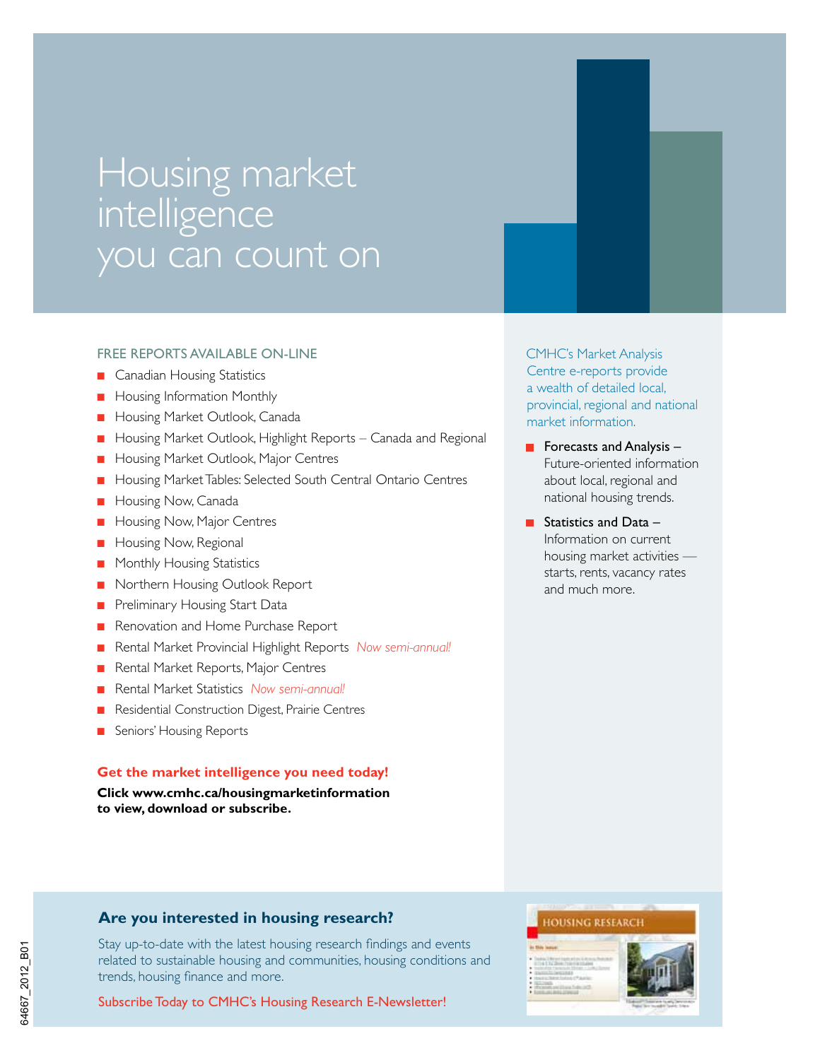# Housing market intelligence you can count on

FREE REPORTS AVAILABLE ON-LINE

- Canadian Housing Statistics
- Housing Information Monthly
- Housing Market Outlook, Canada
- Housing Market Outlook, Highlight Reports – Canada and Regional
- Housing Market Outlook, Major Centres
- Housing Market Tables: Selected South Central Ontario Centres
- Housing Now, Canada
- Housing Now, Major Centres
- Housing Now, Regional
- Monthly Housing Statistics
- Northern Housing Outlook Report
- Preliminary Housing Start Data
- Renovation and Home Purchase Report
- Rental Market Provincial Highlight Reports *Now semi-annual!*
- Rental Market Reports, Major Centres
- Rental Market Statistics *Now semi-annual!*
- Residential Construction Digest, Prairie Centres
- Seniors' Housing Reports

**Get the market intelligence you need today!**

**Click www.cmhc.ca/housingmarketinformation to view, download or subscribe.**

CMHC's Market Analysis Centre e-reports provide a wealth of detailed local, provincial, regional and national market information.

- **Forecasts and Analysis** – Future-oriented information about local, regional and national housing trends.
- **Statistics and Data** – Information on current housing market activities — starts, rents, vacancy rates and much more.

## Are you interested in housing research?

Stay up-to-date with the latest housing research findings and events related to sustainable housing and communities, housing conditions and trends, housing finance and more.

Subscribe Today to CMHC's Housing Research E-Newsletter!

64667_2012_B01